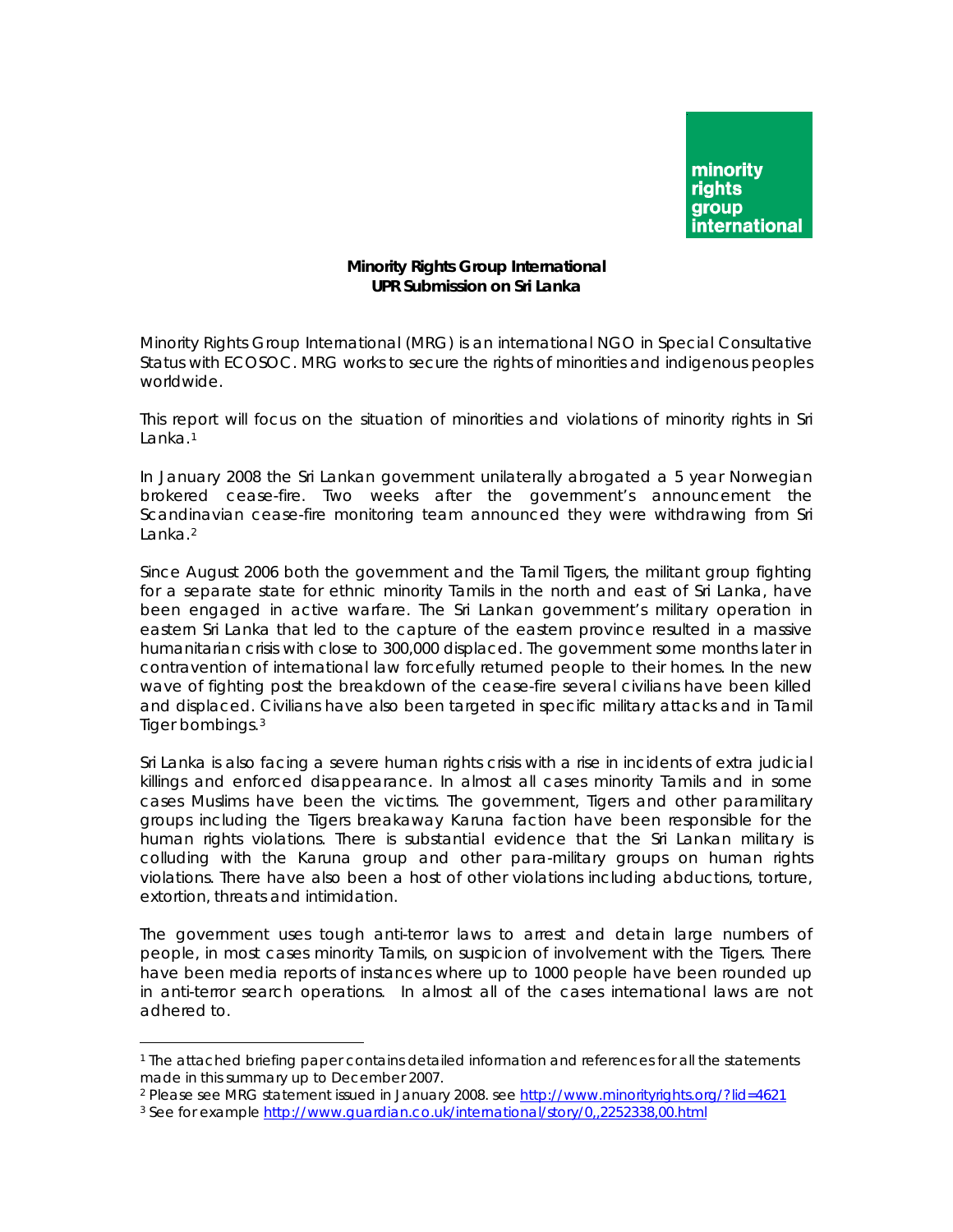minority rights group international

**Minority Rights Group International**
**UPR Submission on Sri Lanka**

Minority Rights Group International (MRG) is an international NGO in Special Consultative Status with ECOSOC. MRG works to secure the rights of minorities and indigenous peoples worldwide.

This report will focus on the situation of minorities and violations of minority rights in Sri Lanka.[1]

In January 2008 the Sri Lankan government unilaterally abrogated a 5 year Norwegian brokered cease-fire. Two weeks after the government's announcement the Scandinavian cease-fire monitoring team announced they were withdrawing from Sri Lanka.[2]

Since August 2006 both the government and the Tamil Tigers, the militant group fighting for a separate state for ethnic minority Tamils in the north and east of Sri Lanka, have been engaged in active warfare. The Sri Lankan government's military operation in eastern Sri Lanka that led to the capture of the eastern province resulted in a massive humanitarian crisis with close to 300,000 displaced. The government some months later in contravention of international law forcefully returned people to their homes. In the new wave of fighting post the breakdown of the cease-fire several civilians have been killed and displaced. Civilians have also been targeted in specific military attacks and in Tamil Tiger bombings.[3]

Sri Lanka is also facing a severe human rights crisis with a rise in incidents of extra judicial killings and enforced disappearance. In almost all cases minority Tamils and in some cases Muslims have been the victims. The government, Tigers and other paramilitary groups including the Tigers breakaway Karuna faction have been responsible for the human rights violations. There is substantial evidence that the Sri Lankan military is colluding with the Karuna group and other para-military groups on human rights violations. There have also been a host of other violations including abductions, torture, extortion, threats and intimidation.

The government uses tough anti-terror laws to arrest and detain large numbers of people, in most cases minority Tamils, on suspicion of involvement with the Tigers. There have been media reports of instances where up to 1000 people have been rounded up in anti-terror search operations. In almost all of the cases international laws are not adhered to.

---

[1] The attached briefing paper contains detailed information and references for all the statements made in this summary up to December 2007.

[2] Please see MRG statement issued in January 2008. see http://www.minorityrights.org/?lid=4621

[3] See for example http://www.guardian.co.uk/international/story/0,,2252338,00.html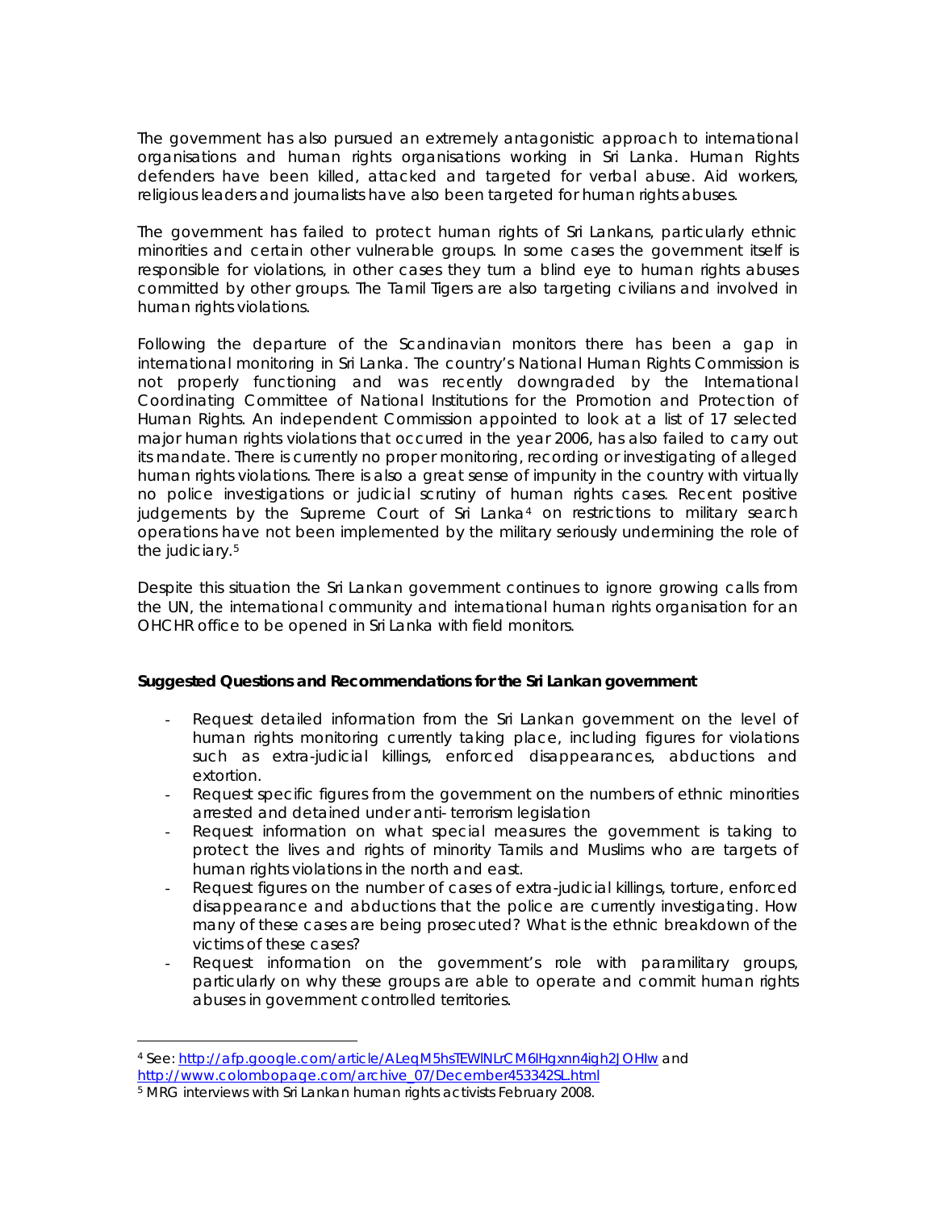The government has also pursued an extremely antagonistic approach to international organisations and human rights organisations working in Sri Lanka. Human Rights defenders have been killed, attacked and targeted for verbal abuse. Aid workers, religious leaders and journalists have also been targeted for human rights abuses.

The government has failed to protect human rights of Sri Lankans, particularly ethnic minorities and certain other vulnerable groups. In some cases the government itself is responsible for violations, in other cases they turn a blind eye to human rights abuses committed by other groups. The Tamil Tigers are also targeting civilians and involved in human rights violations.

Following the departure of the Scandinavian monitors there has been a gap in international monitoring in Sri Lanka. The country's National Human Rights Commission is not properly functioning and was recently downgraded by the International Coordinating Committee of National Institutions for the Promotion and Protection of Human Rights. An independent Commission appointed to look at a list of 17 selected major human rights violations that occurred in the year 2006, has also failed to carry out its mandate. There is currently no proper monitoring, recording or investigating of alleged human rights violations. There is also a great sense of impunity in the country with virtually no police investigations or judicial scrutiny of human rights cases. Recent positive judgements by the Supreme Court of Sri Lanka[4] on restrictions to military search operations have not been implemented by the military seriously undermining the role of the judiciary.[5]

Despite this situation the Sri Lankan government continues to ignore growing calls from the UN, the international community and international human rights organisation for an OHCHR office to be opened in Sri Lanka with field monitors.

**Suggested Questions and Recommendations for the Sri Lankan government**

- Request detailed information from the Sri Lankan government on the level of human rights monitoring currently taking place, including figures for violations such as extra-judicial killings, enforced disappearances, abductions and extortion.
- Request specific figures from the government on the numbers of ethnic minorities arrested and detained under anti- terrorism legislation
- Request information on what special measures the government is taking to protect the lives and rights of minority Tamils and Muslims who are targets of human rights violations in the north and east.
- Request figures on the number of cases of extra-judicial killings, torture, enforced disappearance and abductions that the police are currently investigating. How many of these cases are being prosecuted? What is the ethnic breakdown of the victims of these cases?
- Request information on the government's role with paramilitary groups, particularly on why these groups are able to operate and commit human rights abuses in government controlled territories.

---

[4] See: http://afp.google.com/article/ALeqM5hsTEWlNLrCM6IHgxnn4igh2JOHIw and http://www.colombopage.com/archive_07/December453342SL.html

[5] MRG interviews with Sri Lankan human rights activists February 2008.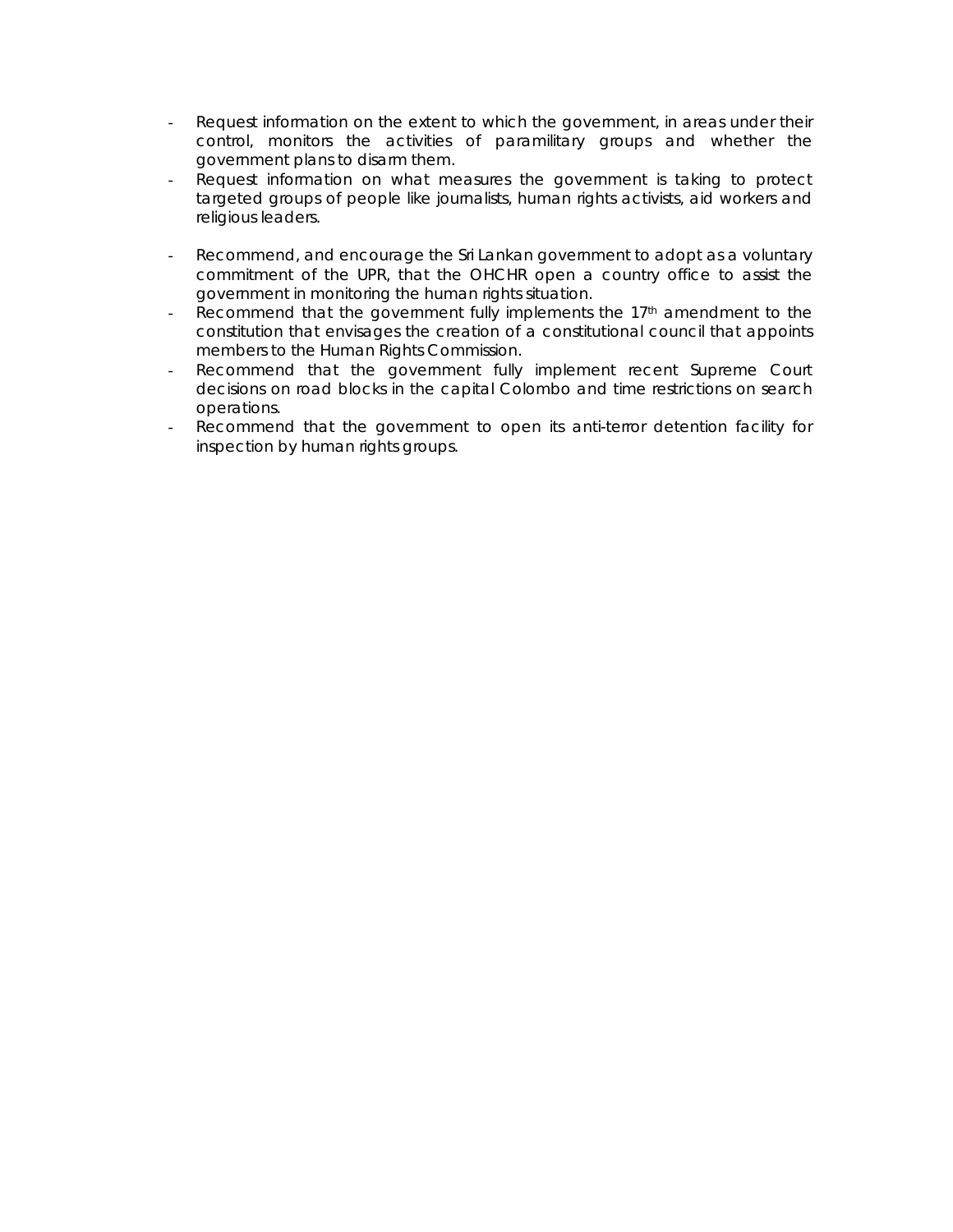- Request information on the extent to which the government, in areas under their control, monitors the activities of paramilitary groups and whether the government plans to disarm them.
- Request information on what measures the government is taking to protect targeted groups of people like journalists, human rights activists, aid workers and religious leaders.

- Recommend, and encourage the Sri Lankan government to adopt as a voluntary commitment of the UPR, that the OHCHR open a country office to assist the government in monitoring the human rights situation.
- Recommend that the government fully implements the 17th amendment to the constitution that envisages the creation of a constitutional council that appoints members to the Human Rights Commission.
- Recommend that the government fully implement recent Supreme Court decisions on road blocks in the capital Colombo and time restrictions on search operations.
- Recommend that the government to open its anti-terror detention facility for inspection by human rights groups.